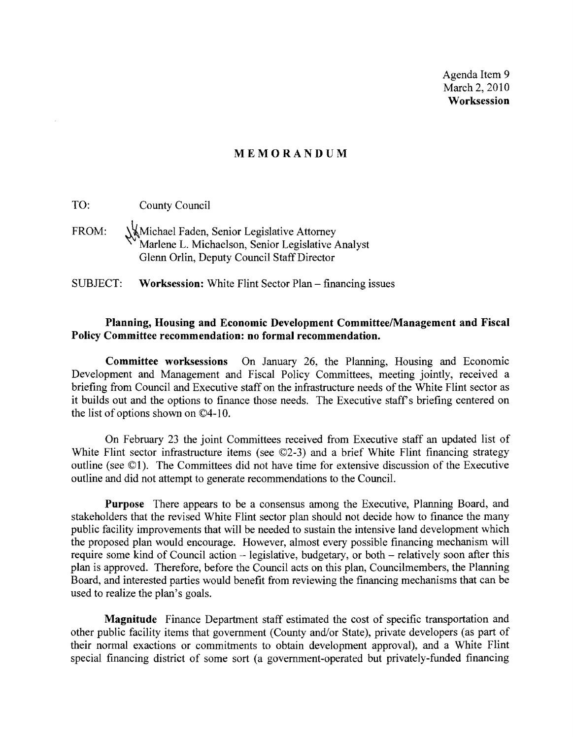Agenda Item 9
March 2, 2010
**Worksession**

# MEMORANDUM

TO: County Council

FROM: Michael Faden, Senior Legislative Attorney
Marlene L. Michaelson, Senior Legislative Analyst
Glenn Orlin, Deputy Council Staff Director

SUBJECT: **Worksession:** White Flint Sector Plan – financing issues

**Planning, Housing and Economic Development Committee/Management and Fiscal Policy Committee recommendation: no formal recommendation.**

**Committee worksessions** On January 26, the Planning, Housing and Economic Development and Management and Fiscal Policy Committees, meeting jointly, received a briefing from Council and Executive staff on the infrastructure needs of the White Flint sector as it builds out and the options to finance those needs. The Executive staff's briefing centered on the list of options shown on ©4-10.

On February 23 the joint Committees received from Executive staff an updated list of White Flint sector infrastructure items (see ©2-3) and a brief White Flint financing strategy outline (see ©1). The Committees did not have time for extensive discussion of the Executive outline and did not attempt to generate recommendations to the Council.

**Purpose** There appears to be a consensus among the Executive, Planning Board, and stakeholders that the revised White Flint sector plan should not decide how to finance the many public facility improvements that will be needed to sustain the intensive land development which the proposed plan would encourage. However, almost every possible financing mechanism will require some kind of Council action – legislative, budgetary, or both – relatively soon after this plan is approved. Therefore, before the Council acts on this plan, Councilmembers, the Planning Board, and interested parties would benefit from reviewing the financing mechanisms that can be used to realize the plan's goals.

**Magnitude** Finance Department staff estimated the cost of specific transportation and other public facility items that government (County and/or State), private developers (as part of their normal exactions or commitments to obtain development approval), and a White Flint special financing district of some sort (a government-operated but privately-funded financing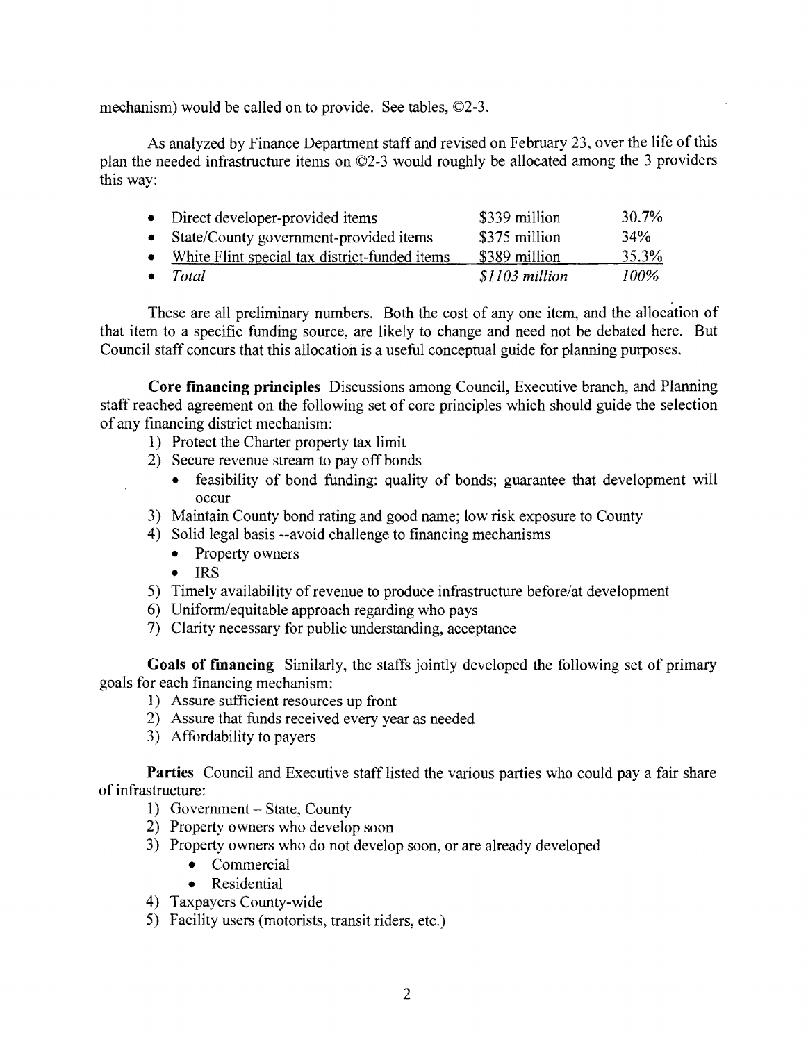mechanism) would be called on to provide. See tables, ©2-3.

As analyzed by Finance Department staff and revised on February 23, over the life of this plan the needed infrastructure items on ©2-3 would roughly be allocated among the 3 providers this way:

| | | |
|---|---|---|
| • Direct developer-provided items | \$339 million | 30.7% |
| • State/County government-provided items | \$375 million | 34% |
| • White Flint special tax district-funded items | \$389 million | 35.3% |
| • *Total* | *\$1103 million* | *100%* |

These are all preliminary numbers. Both the cost of any one item, and the allocation of that item to a specific funding source, are likely to change and need not be debated here. But Council staff concurs that this allocation is a useful conceptual guide for planning purposes.

**Core financing principles** Discussions among Council, Executive branch, and Planning staff reached agreement on the following set of core principles which should guide the selection of any financing district mechanism:

1) Protect the Charter property tax limit
2) Secure revenue stream to pay off bonds
   - feasibility of bond funding: quality of bonds; guarantee that development will occur
3) Maintain County bond rating and good name; low risk exposure to County
4) Solid legal basis --avoid challenge to financing mechanisms
   - Property owners
   - IRS
5) Timely availability of revenue to produce infrastructure before/at development
6) Uniform/equitable approach regarding who pays
7) Clarity necessary for public understanding, acceptance

**Goals of financing** Similarly, the staffs jointly developed the following set of primary goals for each financing mechanism:

1) Assure sufficient resources up front
2) Assure that funds received every year as needed
3) Affordability to payers

**Parties** Council and Executive staff listed the various parties who could pay a fair share of infrastructure:

1) Government – State, County
2) Property owners who develop soon
3) Property owners who do not develop soon, or are already developed
   - Commercial
   - Residential
4) Taxpayers County-wide
5) Facility users (motorists, transit riders, etc.)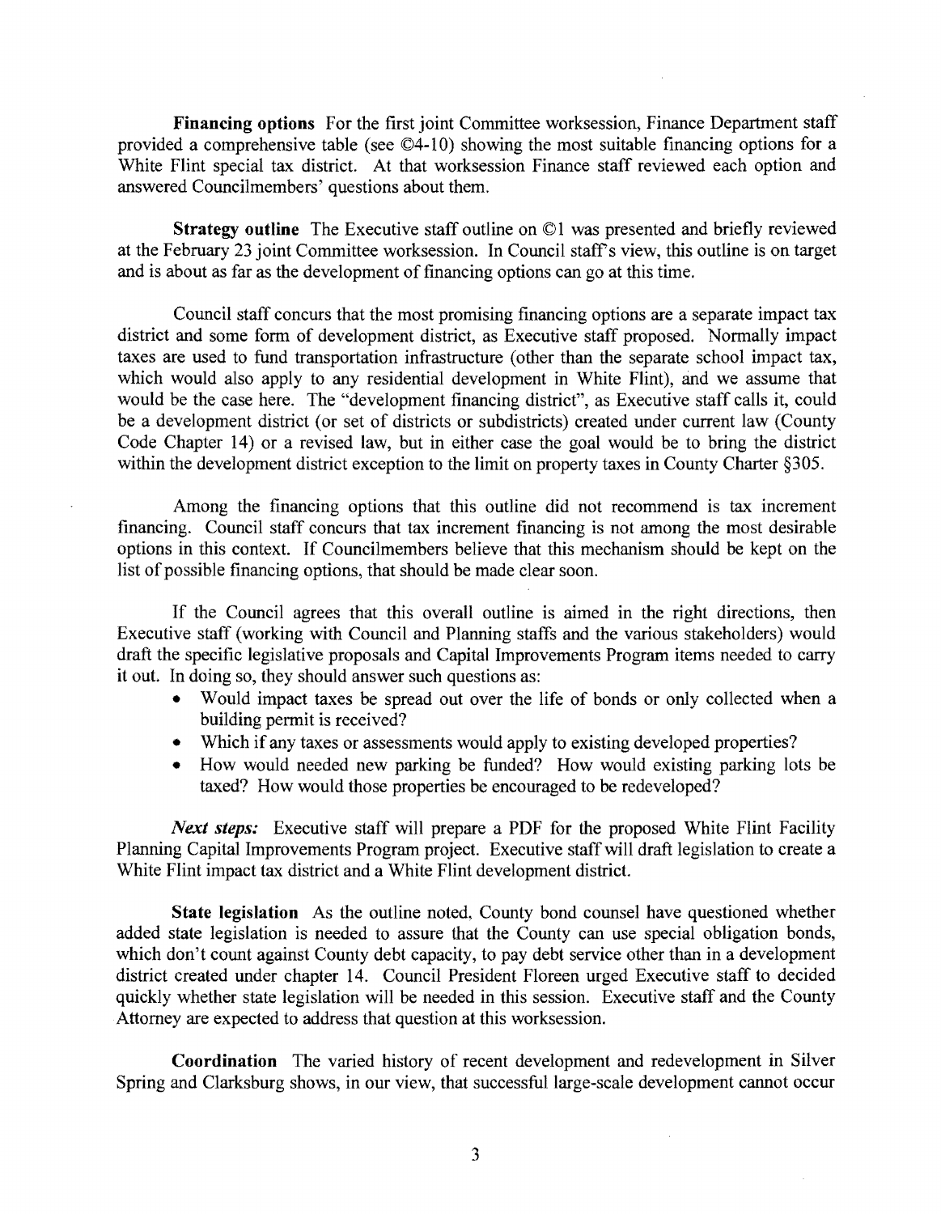**Financing options** For the first joint Committee worksession, Finance Department staff provided a comprehensive table (see ©4-10) showing the most suitable financing options for a White Flint special tax district. At that worksession Finance staff reviewed each option and answered Councilmembers' questions about them.

**Strategy outline** The Executive staff outline on ©1 was presented and briefly reviewed at the February 23 joint Committee worksession. In Council staff's view, this outline is on target and is about as far as the development of financing options can go at this time.

Council staff concurs that the most promising financing options are a separate impact tax district and some form of development district, as Executive staff proposed. Normally impact taxes are used to fund transportation infrastructure (other than the separate school impact tax, which would also apply to any residential development in White Flint), and we assume that would be the case here. The "development financing district", as Executive staff calls it, could be a development district (or set of districts or subdistricts) created under current law (County Code Chapter 14) or a revised law, but in either case the goal would be to bring the district within the development district exception to the limit on property taxes in County Charter §305.

Among the financing options that this outline did not recommend is tax increment financing. Council staff concurs that tax increment financing is not among the most desirable options in this context. If Councilmembers believe that this mechanism should be kept on the list of possible financing options, that should be made clear soon.

If the Council agrees that this overall outline is aimed in the right directions, then Executive staff (working with Council and Planning staffs and the various stakeholders) would draft the specific legislative proposals and Capital Improvements Program items needed to carry it out. In doing so, they should answer such questions as:

- Would impact taxes be spread out over the life of bonds or only collected when a building permit is received?
- Which if any taxes or assessments would apply to existing developed properties?
- How would needed new parking be funded? How would existing parking lots be taxed? How would those properties be encouraged to be redeveloped?

*Next steps:* Executive staff will prepare a PDF for the proposed White Flint Facility Planning Capital Improvements Program project. Executive staff will draft legislation to create a White Flint impact tax district and a White Flint development district.

**State legislation** As the outline noted, County bond counsel have questioned whether added state legislation is needed to assure that the County can use special obligation bonds, which don't count against County debt capacity, to pay debt service other than in a development district created under chapter 14. Council President Floreen urged Executive staff to decided quickly whether state legislation will be needed in this session. Executive staff and the County Attorney are expected to address that question at this worksession.

**Coordination** The varied history of recent development and redevelopment in Silver Spring and Clarksburg shows, in our view, that successful large-scale development cannot occur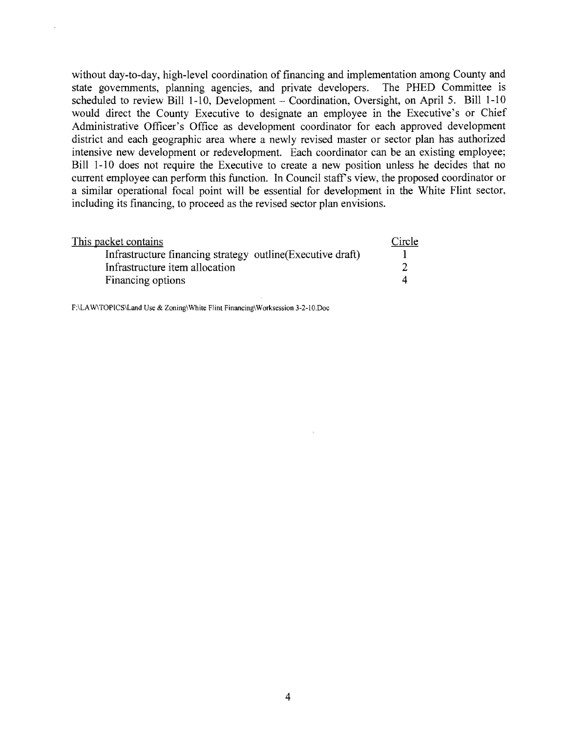without day-to-day, high-level coordination of financing and implementation among County and state governments, planning agencies, and private developers. The PHED Committee is scheduled to review Bill 1-10, Development – Coordination, Oversight, on April 5. Bill 1-10 would direct the County Executive to designate an employee in the Executive's or Chief Administrative Officer's Office as development coordinator for each approved development district and each geographic area where a newly revised master or sector plan has authorized intensive new development or redevelopment. Each coordinator can be an existing employee; Bill 1-10 does not require the Executive to create a new position unless he decides that no current employee can perform this function. In Council staff's view, the proposed coordinator or a similar operational focal point will be essential for development in the White Flint sector, including its financing, to proceed as the revised sector plan envisions.

| This packet contains | Circle |
|---|---|
| Infrastructure financing strategy outline(Executive draft) | 1 |
| Infrastructure item allocation | 2 |
| Financing options | 4 |

F:\LAW\TOPICS\Land Use & Zoning\White Flint Financing\Worksession 3-2-10.Doc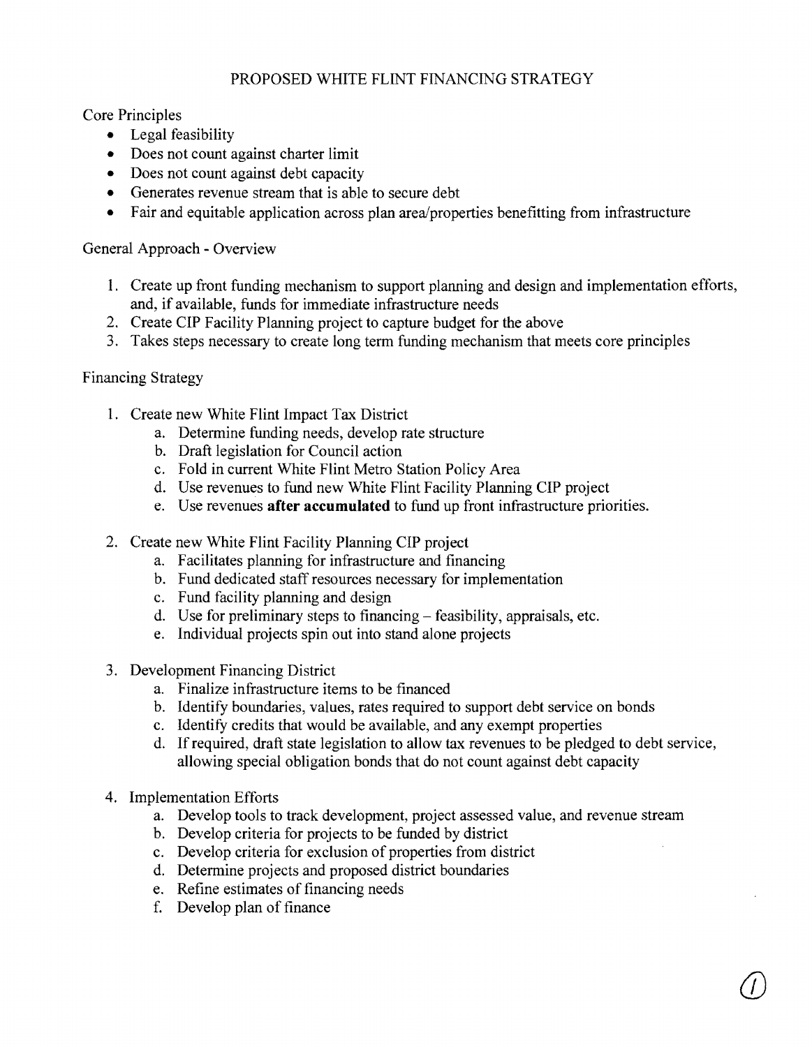# PROPOSED WHITE FLINT FINANCING STRATEGY

Core Principles

- Legal feasibility
- Does not count against charter limit
- Does not count against debt capacity
- Generates revenue stream that is able to secure debt
- Fair and equitable application across plan area/properties benefitting from infrastructure

General Approach - Overview

1. Create up front funding mechanism to support planning and design and implementation efforts, and, if available, funds for immediate infrastructure needs
2. Create CIP Facility Planning project to capture budget for the above
3. Takes steps necessary to create long term funding mechanism that meets core principles

Financing Strategy

1. Create new White Flint Impact Tax District
   a. Determine funding needs, develop rate structure
   b. Draft legislation for Council action
   c. Fold in current White Flint Metro Station Policy Area
   d. Use revenues to fund new White Flint Facility Planning CIP project
   e. Use revenues **after accumulated** to fund up front infrastructure priorities.

2. Create new White Flint Facility Planning CIP project
   a. Facilitates planning for infrastructure and financing
   b. Fund dedicated staff resources necessary for implementation
   c. Fund facility planning and design
   d. Use for preliminary steps to financing – feasibility, appraisals, etc.
   e. Individual projects spin out into stand alone projects

3. Development Financing District
   a. Finalize infrastructure items to be financed
   b. Identify boundaries, values, rates required to support debt service on bonds
   c. Identify credits that would be available, and any exempt properties
   d. If required, draft state legislation to allow tax revenues to be pledged to debt service, allowing special obligation bonds that do not count against debt capacity

4. Implementation Efforts
   a. Develop tools to track development, project assessed value, and revenue stream
   b. Develop criteria for projects to be funded by district
   c. Develop criteria for exclusion of properties from district
   d. Determine projects and proposed district boundaries
   e. Refine estimates of financing needs
   f. Develop plan of finance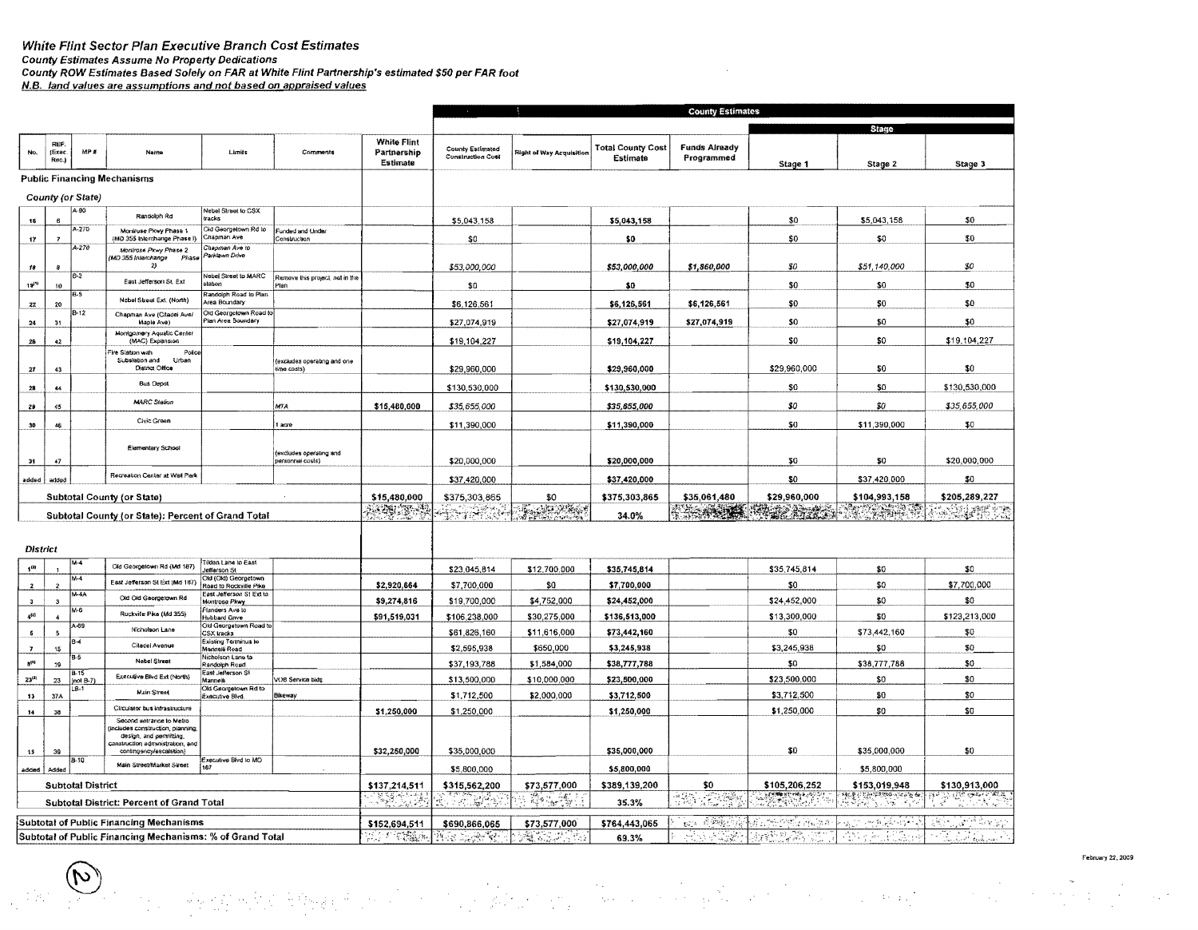# White Flint Sector Plan Executive Branch Cost Estimates

*County Estimates Assume No Property Dedications*

*County ROW Estimates Based Solely on FAR at White Flint Partnership's estimated $50 per FAR foot*

*N.B. land values are assumptions and not based on appraised values*

| No. | REF. (Exec. Rec.) | MP # | Name | Limits | Comments | White Flint Partnership Estimate | County Estimates: County Estimated Construction Cost | Right of Way Acquisition | Total County Cost Estimate | Funds Already Programmed | Stage 1 | Stage 2 | Stage 3 |
|---|---|---|---|---|---|---|---|---|---|---|---|---|---|
| **Public Financing Mechanisms** | | | | | | | | | | | | | |
| *County (or State)* | | | | | | | | | | | | | |
| 16 | 6 | A-90 | Randolph Rd | Nebel Street to CSX tracks | | | $5,043,158 | | $5,043,158 | | $0 | $5,043,158 | $0 |
| 17 | 7 | A-270 | Montrose Pkwy Phase 1 (MD 355 Interchange Phase I) | Old Georgetown Rd to Chapman Ave | Funded and Under Construction | | $0 | | $0 | | $0 | $0 | $0 |
| *18* | *8* | *A-270* | *Montrose Pkwy Phase 2 (MD 355 Interchange Phase 2)* | *Chapman Ave to Parklawn Drive* | | | *$53,000,000* | | *$53,000,000* | *$1,860,000* | *$0* | *$51,140,000* | *$0* |
| 19[1] | 10 | B-2 | East Jefferson St. Ext | Nebel Street to MARC station | Remove this project, not in the Plan | | $0 | | $0 | | $0 | $0 | $0 |
| 22 | 20 | B-5 | Nebel Street Ext. (North) | Randolph Road to Plan Area Boundary | | | $6,126,561 | | $6,126,561 | $6,126,561 | $0 | $0 | $0 |
| 24 | 31 | B-12 | Chapman Ave (Citadel Ave/ Maple Ave) | Old Georgetown Road to Plan Area Boundary | | | $27,074,919 | | $27,074,919 | $27,074,919 | $0 | $0 | $0 |
| 26 | 42 | | Montgomery Aquatic Center (MAC) Expansion | | | | $19,104,227 | | $19,104,227 | | $0 | $0 | $19,104,227 |
| 27 | 43 | | Fire Station with Police Substation and Urban District Office | | (excludes operating and one time costs) | | $29,960,000 | | $29,960,000 | | $29,960,000 | $0 | $0 |
| 28 | 44 | | Bus Depot | | | | $130,530,000 | | $130,530,000 | | $0 | $0 | $130,530,000 |
| *29* | *45* | | *MARC Station* | | *MTA* | *$15,480,000* | *$35,655,000* | | *$35,655,000* | | *$0* | *$0* | *$35,655,000* |
| 30 | 46 | | Civic Green | | 1 acre | | $11,390,000 | | $11,390,000 | | $0 | $11,390,000 | $0 |
| 31 | 47 | | Elementary School | | (excludes operating and personnel costs) | | $20,000,000 | | $20,000,000 | | $0 | $0 | $20,000,000 |
| added | added | | Recreation Center at Wall Park | | | | $37,420,000 | | $37,420,000 | | $0 | $37,420,000 | $0 |
| **Subtotal County (or State)** | | | | | | $15,480,000 | $375,303,865 | $0 | $375,303,865 | $35,061,480 | $29,960,000 | $104,993,158 | $205,289,227 |
| **Subtotal County (or State): Percent of Grand Total** | | | | | | | | | 34.0% | | | | |
| *District* | | | | | | | | | | | | | |
| 1[3] | 1 | M-4 | Old Georgetown Rd (Md 187) | Tilden Lane to East Jefferson St | | | $23,045,814 | $12,700,000 | $35,745,814 | | $35,745,814 | $0 | $0 |
| 2 | 2 | M-4 | East Jefferson St Ext (Md 187) | Old (Old) Georgetown Road to Rockville Pike | | $2,920,664 | $7,700,000 | $0 | $7,700,000 | | $0 | $0 | $7,700,000 |
| 3 | 3 | M-4A | Old Old Georgetown Rd | East Jefferson St Ext to Montrose Pkwy | | $9,274,816 | $19,700,000 | $4,752,000 | $24,452,000 | | $24,452,000 | $0 | $0 |
| 4[3] | 4 | M-6 | Rockville Pike (Md 355) | Flanders Ave to Hubbard Drive | | $91,519,031 | $106,238,000 | $30,275,000 | $136,513,000 | | $13,300,000 | $0 | $123,213,000 |
| 5 | 5 | A-69 | Nicholson Lane | Old Georgetown Road to CSX tracks | | | $61,826,160 | $11,616,000 | $73,442,160 | | $0 | $73,442,160 | $0 |
| 7 | 15 | B-4 | Citadel Avenue | Existing Terminus to Marinelli Road | | | $2,595,938 | $650,000 | $3,245,938 | | $3,245,938 | $0 | $0 |
| 8[3] | 19 | B-5 | Nebel Street | Nicholson Lane to Randolph Road | | | $37,193,788 | $1,584,000 | $38,777,788 | | $0 | $38,777,788 | $0 |
| 23[3] | 23 | B-15 (not B-7) | Executive Blvd Ext (North) | East Jefferson St Marinelli | VOB Service bldg | | $13,500,000 | $10,000,000 | $23,500,000 | | $23,500,000 | $0 | $0 |
| 13 | 37A | LB-1 | Main Street | Old Georgetown Rd to Executive Blvd. | Bikeway | | $1,712,500 | $2,000,000 | $3,712,500 | | $3,712,500 | $0 | $0 |
| 14 | 38 | | Circulator bus infrastructure | | | $1,250,000 | $1,250,000 | | $1,250,000 | | $1,250,000 | $0 | $0 |
| 15 | 39 | | Second entrance to Metro (includes construction, planning, design, and permitting, construction administration, and contingency/escalation) | | | $32,250,000 | $35,000,000 | | $35,000,000 | | $0 | $35,000,000 | $0 |
| added | Added | B-10 | Main Street/Market Street | Executive Blvd to MD 187 | | | $5,800,000 | | $5,800,000 | | | $5,800,000 | |
| **Subtotal District** | | | | | | $137,214,511 | $315,562,200 | $73,577,000 | $389,139,200 | $0 | $105,206,252 | $153,019,948 | $130,913,000 |
| **Subtotal District: Percent of Grand Total** | | | | | | | | | 35.3% | | | | |
| **Subtotal of Public Financing Mechanisms** | | | | | | $152,694,511 | $690,866,065 | $73,577,000 | $764,443,065 | | | | |
| **Subtotal of Public Financing Mechanisms: % of Grand Total** | | | | | | | | | 69.3% | | | | |

February 22, 2009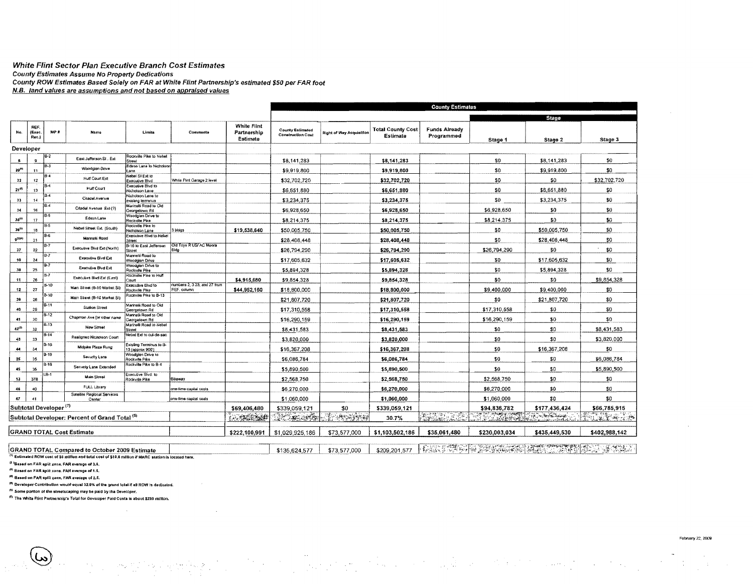### *White Flint Sector Plan Executive Branch Cost Estimates*

*County Estimates Assume No Property Dedications*

*County ROW Estimates Based Solely on FAR at White Flint Partnership's estimated $50 per FAR foot*

*N.B. land values are assumptions and not based on appraised values*

| No. | REF. (Exec. Rec.) | MP # | Name | Limits | Comments | White Flint Partnership Estimate | County Estimates: County Estimated Construction Cost | Right of Way Acquisition | Total County Cost Estimate | Funds Already Programmed | Stage 1 | Stage 2 | Stage 3 |
|---|---|---|---|---|---|---|---|---|---|---|---|---|---|
| **Developer** | | | | | | | | | | | | | |
| 6 | 9 | B-2 | East Jefferson St., Ext | Rockville Pike to Nebel Street | | | $8,141,283 | | $8,141,283 | | $0 | $8,141,283 | $0 |
| 29[4] | 11 | B-3 | Woodglen Drive | Edson Lane to Nicholson Lane | | | $9,919,800 | | $9,919,800 | | $0 | $9,919,800 | $0 |
| 32 | 12 | B-4 | Huff Court Ext | Nebel St Ext to Executive Blvd | White Flint Garage 2 level | | $32,702,720 | | $32,702,720 | | $0 | $0 | $32,702,720 |
| 21[4] | 13 | B-4 | Huff Court | Executive Blvd to Nicholson Lane | | | $6,651,880 | | $6,651,880 | | $0 | $6,651,880 | $0 |
| 33 | 14 | B-4 | Citadel Avenue | Nicholson Lane to existing terminus | | | $3,234,375 | | $3,234,375 | | $0 | $3,234,375 | $0 |
| 34 | 16 | B-4 | Citadel Avenue Ext (?) | Marinelli Road to Old Georgetown Rd | | | $6,928,650 | | $6,928,650 | | $6,928,650 | $0 | $0 |
| 35[4] | 17 | B-5 | Edson Lane | Woodglen Drive to Rockville Pike | | | $8,214,375 | | $8,214,375 | | $8,214,375 | $0 | $0 |
| 36[4] | 18 | B-5 | Nebel Street Ext. (South) | Rockville Pike to Nicholson Lane | 3 bldgs | $19,538,640 | $50,005,750 | | $50,005,750 | | $0 | $50,005,750 | $0 |
| 9[2][4] | 21 | B-6 | Marinelli Road | Executive Blvd to Nebel Street | | | $28,408,448 | | $28,408,448 | | $0 | $28,408,448 | $0 |
| 37 | 22 | B-7 | Executive Blvd Ext (North) | B-16 to East Jefferson Street | Old Toys R US/ AC Moore Bldg | | $26,794,290 | | $26,794,290 | | $26,794,290 | $0 | $0 |
| 10 | 24 | B-7 | Executive Blvd Ext | Marinelli Road to Woodglen Drive | | | $17,605,632 | | $17,605,632 | | $0 | $17,605,632 | $0 |
| 38 | 25 | B-7 | Executive Blvd Ext | Woodglen Drive to Rockville Pike | | | $5,894,328 | | $5,894,328 | | $0 | $5,894,328 | $0 |
| 11 | 26 | B-7 | Executive Blvd Ext (East) | Rockville Pike to Huff Court | | $4,915,680 | $9,854,328 | | $9,854,328 | | $0 | $0 | $9,854,328 |
| 12 | 27 | B-10 | Main Street (B-10 Market St) | Executive Blvd to Rockville Pike | numbers 2, 3 23, and 27 from REF. column | $44,952,160 | $18,800,000 | | $18,800,000 | | $9,400,000 | $9,400,000 | $0 |
| 39 | 28 | B-10 | Main Street (B-10 Market St) | Rockville Pike to B-13 | | | $21,807,720 | | $21,807,720 | | $0 | $21,807,720 | $0 |
| 40 | 29 | B-11 | Station Street | Marinelli Road to Old Georgetown Rd | | | $17,310,558 | | $17,310,558 | | $17,310,558 | $0 | $0 |
| 41 | 30 | B-12 | Chapman Ave (or other name | Marinelli Road to Old Georgetown Rd | | | $16,290,159 | | $16,290,159 | | $16,290,159 | $0 | $0 |
| 42[2] | 32 | B-13 | New Street | Marinelli Road to Nebel Street | | | $8,431,583 | | $8,431,583 | | $0 | $0 | $8,431,583 |
| 43 | 33 | B-14 | Realigned Nicholson Court | Nebel Ext to cul-de-sac | | | $3,820,000 | | $3,820,000 | | $0 | $0 | $3,820,000 |
| 44 | 34 | B-16 | Midpike Plaza Rung | Existing Terminus to B-13 (approx 900') | | | $16,367,208 | | $16,367,208 | | $0 | $16,367,208 | $0 |
| 25 | 35 | B-18 | Security Lane | Woodglen Drive to Rockville Pike | | | $6,086,784 | | $6,086,784 | | $0 | $0 | $6,086,784 |
| 45 | 36 | B-18 | Security Lane Extended | Rockville Pike to B-4 | | | $5,890,500 | | $5,890,500 | | $0 | $0 | $5,890,500 |
| 13 | 37B | LB-1 | Main Street | Executive Blvd. to Rockville Pike | Bikeway | | $2,568,750 | | $2,568,750 | | $2,568,750 | $0 | $0 |
| 46 | 40 | | FULL Library | | one-time capital costs | | $6,270,000 | | $6,270,000 | | $6,270,000 | $0 | $0 |
| 47 | 41 | | Satellite Regional Services Center | | one-time capital costs | | $1,060,000 | | $1,060,000 | | $1,060,000 | $0 | $0 |
| **Subtotal Developer [7]** | | | | | | $69,406,480 | $339,059,121 | $0 | $339,059,121 | | $94,836,782 | $177,436,424 | $66,785,915 |
| **Subtotal Developer: Percent of Grand Total [5]** | | | | | | | | | 30.7% | | | | |
| **GRAND TOTAL Cost Estimate** | | | | | | $222,100,991 | $1,029,925,186 | $73,577,000 | $1,103,502,186 | $35,061,480 | $230,003,034 | $435,449,530 | $402,988,142 |
| **GRAND TOTAL Compared to October 2009 Estimate** | | | | | | | $135,624,577 | $73,577,000 | $209,201,577 | | | | |

[1] Estimated ROW cost of $6 million and total cost of $10.6 million if MARC station is located here.

[2] Based on FAR split zone. FAR average of 3.5.

[3] Based on FAR split zone. FAR average of 1.5.

[4] Based on FAR split zone, FAR average of 2.5.

[5] Developer Contribution would equal 32.8% of the grand total if all ROW is dedicated.

[6] Some portion of the streetscaping may be paid by the Developer.

[7] The White Flint Partnership's Total for Developer Paid Costs is about $230 million.

February 22, 2009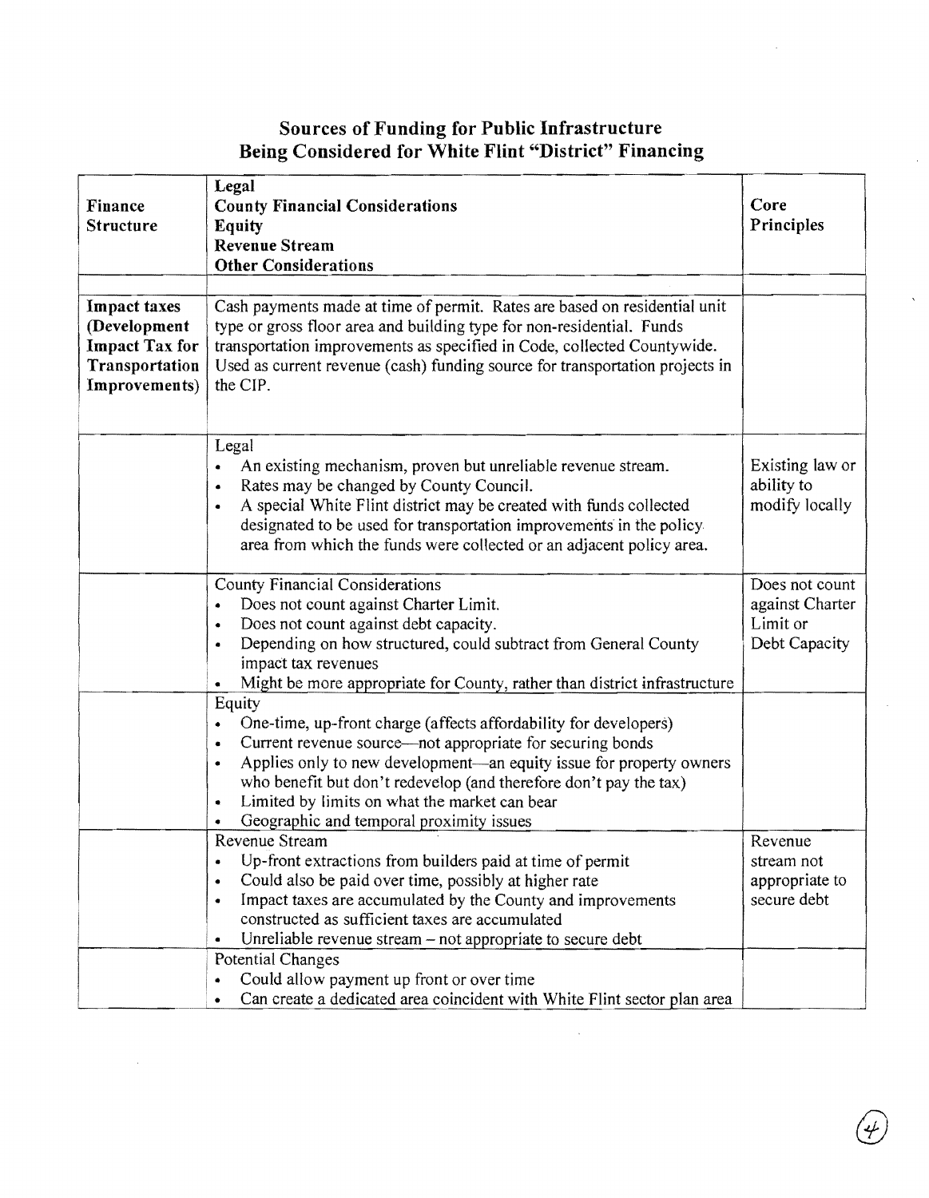## Sources of Funding for Public Infrastructure Being Considered for White Flint "District" Financing

| Finance Structure | Legal<br>County Financial Considerations<br>Equity<br>Revenue Stream<br>Other Considerations | Core Principles |
|---|---|---|
| **Impact taxes (Development Impact Tax for Transportation Improvements)** | Cash payments made at time of permit. Rates are based on residential unit type or gross floor area and building type for non-residential. Funds transportation improvements as specified in Code, collected Countywide. Used as current revenue (cash) funding source for transportation projects in the CIP. | |
| | Legal<br>• An existing mechanism, proven but unreliable revenue stream.<br>• Rates may be changed by County Council.<br>• A special White Flint district may be created with funds collected designated to be used for transportation improvements in the policy area from which the funds were collected or an adjacent policy area. | Existing law or ability to modify locally |
| | County Financial Considerations<br>• Does not count against Charter Limit.<br>• Does not count against debt capacity.<br>• Depending on how structured, could subtract from General County impact tax revenues<br>• Might be more appropriate for County, rather than district infrastructure | Does not count against Charter Limit or Debt Capacity |
| | Equity<br>• One-time, up-front charge (affects affordability for developers)<br>• Current revenue source—not appropriate for securing bonds<br>• Applies only to new development—an equity issue for property owners who benefit but don't redevelop (and therefore don't pay the tax)<br>• Limited by limits on what the market can bear<br>• Geographic and temporal proximity issues | |
| | Revenue Stream<br>• Up-front extractions from builders paid at time of permit<br>• Could also be paid over time, possibly at higher rate<br>• Impact taxes are accumulated by the County and improvements constructed as sufficient taxes are accumulated<br>• Unreliable revenue stream – not appropriate to secure debt | Revenue stream not appropriate to secure debt |
| | Potential Changes<br>• Could allow payment up front or over time<br>• Can create a dedicated area coincident with White Flint sector plan area | |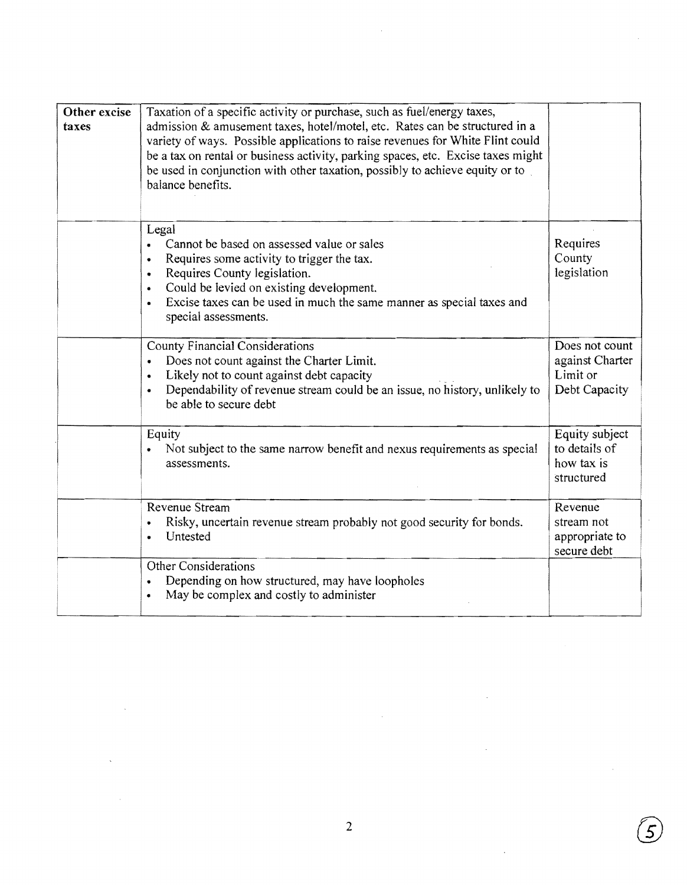| **Other excise taxes** | Taxation of a specific activity or purchase, such as fuel/energy taxes, admission & amusement taxes, hotel/motel, etc. Rates can be structured in a variety of ways. Possible applications to raise revenues for White Flint could be a tax on rental or business activity, parking spaces, etc. Excise taxes might be used in conjunction with other taxation, possibly to achieve equity or to balance benefits. | |
|---|---|---|
| | Legal<br>• Cannot be based on assessed value or sales<br>• Requires some activity to trigger the tax.<br>• Requires County legislation.<br>• Could be levied on existing development.<br>• Excise taxes can be used in much the same manner as special taxes and special assessments. | Requires County legislation |
| | County Financial Considerations<br>• Does not count against the Charter Limit.<br>• Likely not to count against debt capacity<br>• Dependability of revenue stream could be an issue, no history, unlikely to be able to secure debt | Does not count against Charter Limit or Debt Capacity |
| | Equity<br>• Not subject to the same narrow benefit and nexus requirements as special assessments. | Equity subject to details of how tax is structured |
| | Revenue Stream<br>• Risky, uncertain revenue stream probably not good security for bonds.<br>• Untested | Revenue stream not appropriate to secure debt |
| | Other Considerations<br>• Depending on how structured, may have loopholes<br>• May be complex and costly to administer | |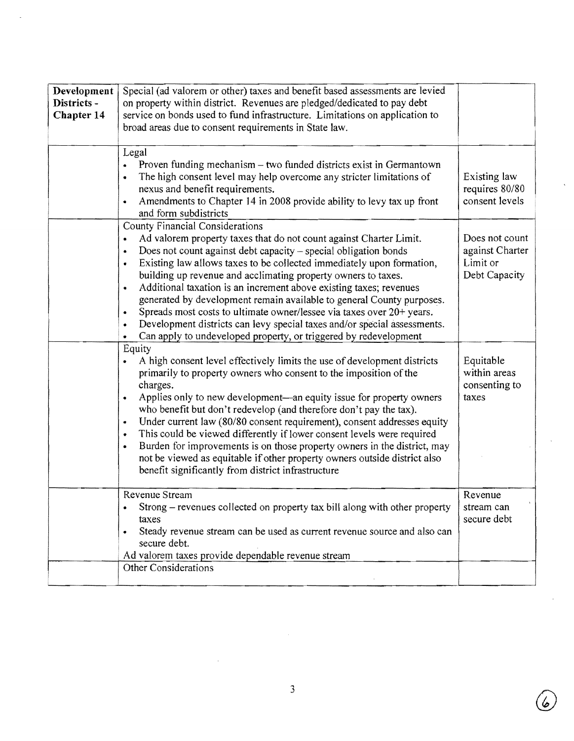| Development Districts - Chapter 14 | Special (ad valorem or other) taxes and benefit based assessments are levied on property within district. Revenues are pledged/dedicated to pay debt service on bonds used to fund infrastructure. Limitations on application to broad areas due to consent requirements in State law. | |
|---|---|---|
| | Legal<br>• Proven funding mechanism – two funded districts exist in Germantown<br>• The high consent level may help overcome any stricter limitations of nexus and benefit requirements.<br>• Amendments to Chapter 14 in 2008 provide ability to levy tax up front and form subdistricts | Existing law requires 80/80 consent levels |
| | County Financial Considerations<br>• Ad valorem property taxes that do not count against Charter Limit.<br>• Does not count against debt capacity – special obligation bonds<br>• Existing law allows taxes to be collected immediately upon formation, building up revenue and acclimating property owners to taxes.<br>• Additional taxation is an increment above existing taxes; revenues generated by development remain available to general County purposes.<br>• Spreads most costs to ultimate owner/lessee via taxes over 20+ years.<br>• Development districts can levy special taxes and/or special assessments.<br>• Can apply to undeveloped property, or triggered by redevelopment | Does not count against Charter Limit or Debt Capacity |
| | Equity<br>• A high consent level effectively limits the use of development districts primarily to property owners who consent to the imposition of the charges.<br>• Applies only to new development—an equity issue for property owners who benefit but don't redevelop (and therefore don't pay the tax).<br>• Under current law (80/80 consent requirement), consent addresses equity<br>• This could be viewed differently if lower consent levels were required<br>• Burden for improvements is on those property owners in the district, may not be viewed as equitable if other property owners outside district also benefit significantly from district infrastructure | Equitable within areas consenting to taxes |
| | Revenue Stream<br>• Strong – revenues collected on property tax bill along with other property taxes<br>• Steady revenue stream can be used as current revenue source and also can secure debt.<br>Ad valorem taxes provide dependable revenue stream | Revenue stream can secure debt |
| | Other Considerations | |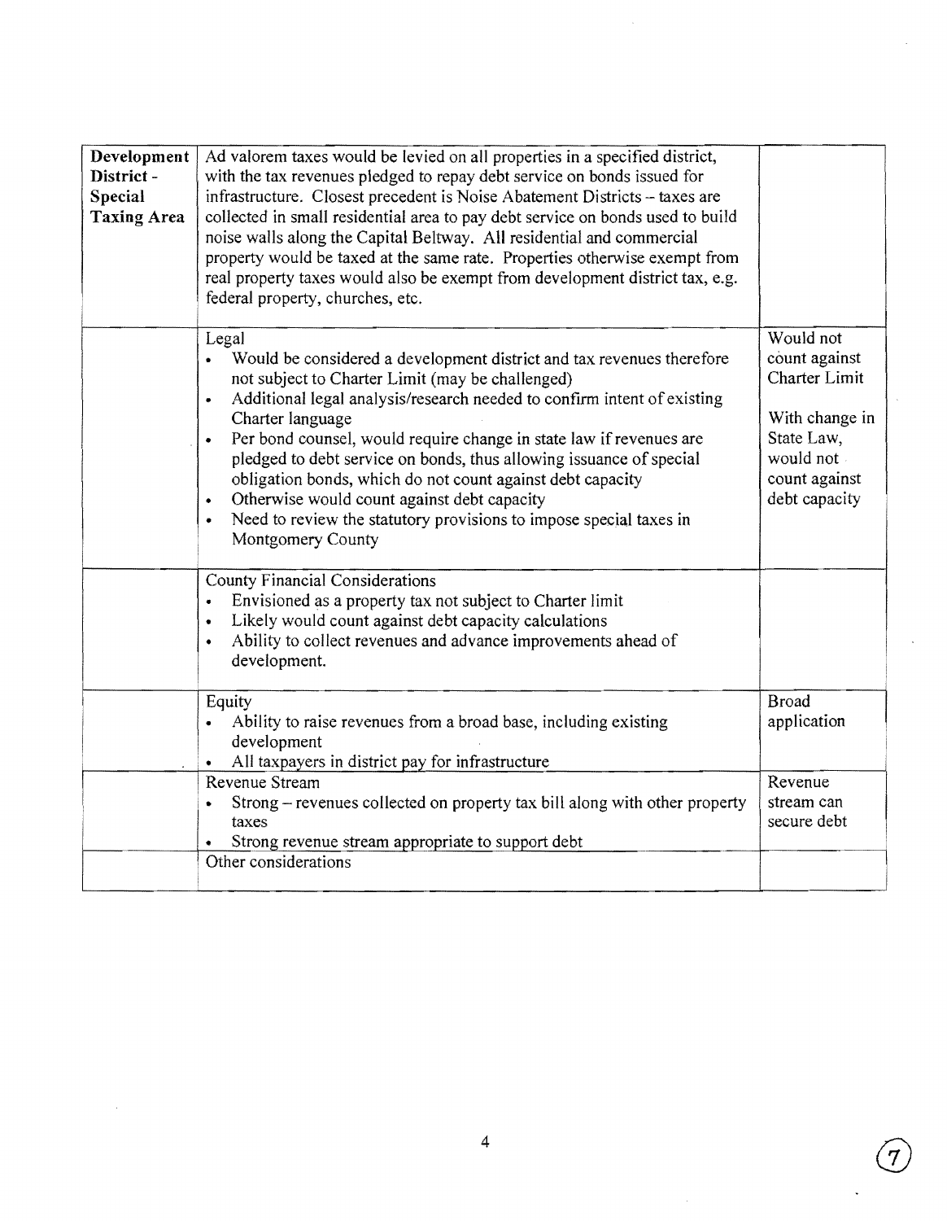| **Development District - Special Taxing Area** | Ad valorem taxes would be levied on all properties in a specified district, with the tax revenues pledged to repay debt service on bonds issued for infrastructure. Closest precedent is Noise Abatement Districts – taxes are collected in small residential area to pay debt service on bonds used to build noise walls along the Capital Beltway. All residential and commercial property would be taxed at the same rate. Properties otherwise exempt from real property taxes would also be exempt from development district tax, e.g. federal property, churches, etc. | |
|---|---|---|
| | Legal<br>• Would be considered a development district and tax revenues therefore not subject to Charter Limit (may be challenged)<br>• Additional legal analysis/research needed to confirm intent of existing Charter language<br>• Per bond counsel, would require change in state law if revenues are pledged to debt service on bonds, thus allowing issuance of special obligation bonds, which do not count against debt capacity<br>• Otherwise would count against debt capacity<br>• Need to review the statutory provisions to impose special taxes in Montgomery County | Would not count against Charter Limit<br><br>With change in State Law, would not count against debt capacity |
| | County Financial Considerations<br>• Envisioned as a property tax not subject to Charter limit<br>• Likely would count against debt capacity calculations<br>• Ability to collect revenues and advance improvements ahead of development. | |
| | Equity<br>• Ability to raise revenues from a broad base, including existing development<br>• All taxpayers in district pay for infrastructure | Broad application |
| | Revenue Stream<br>• Strong – revenues collected on property tax bill along with other property taxes<br>• Strong revenue stream appropriate to support debt | Revenue stream can secure debt |
| | Other considerations | |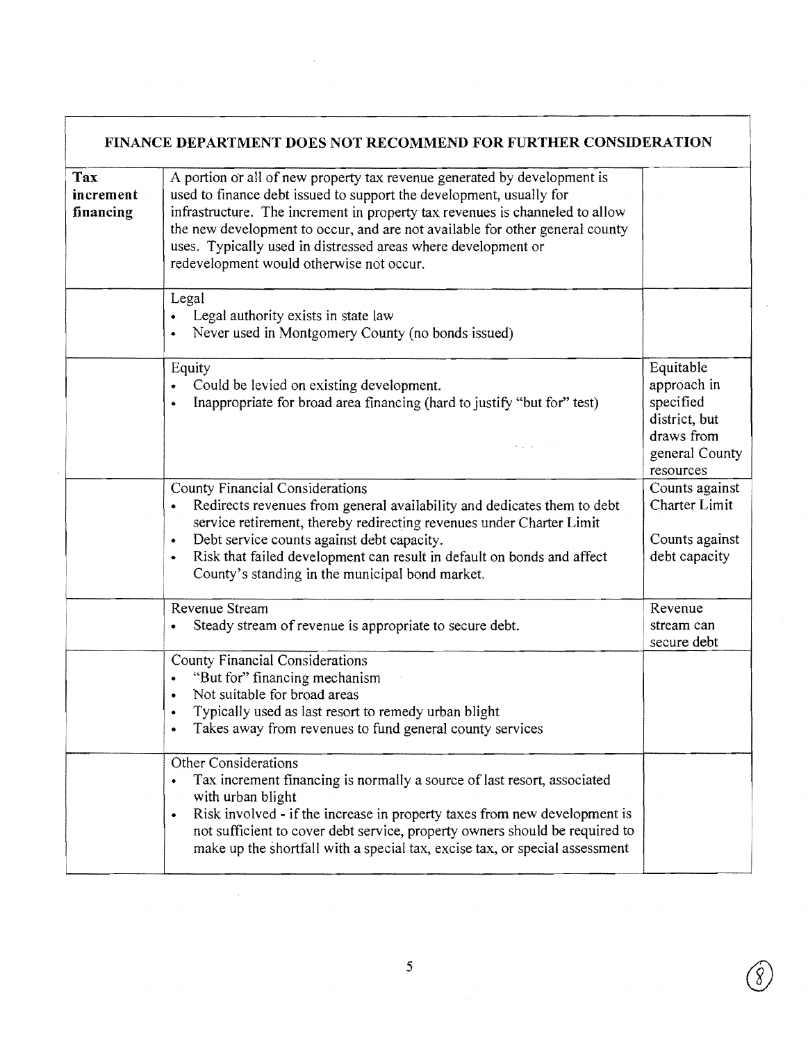| FINANCE DEPARTMENT DOES NOT RECOMMEND FOR FURTHER CONSIDERATION | | |
|---|---|---|
| **Tax increment financing** | A portion or all of new property tax revenue generated by development is used to finance debt issued to support the development, usually for infrastructure. The increment in property tax revenues is channeled to allow the new development to occur, and are not available for other general county uses. Typically used in distressed areas where development or redevelopment would otherwise not occur. | |
| | Legal<br>• Legal authority exists in state law<br>• Never used in Montgomery County (no bonds issued) | |
| | Equity<br>• Could be levied on existing development.<br>• Inappropriate for broad area financing (hard to justify "but for" test) | Equitable approach in specified district, but draws from general County resources |
| | County Financial Considerations<br>• Redirects revenues from general availability and dedicates them to debt service retirement, thereby redirecting revenues under Charter Limit<br>• Debt service counts against debt capacity.<br>• Risk that failed development can result in default on bonds and affect County's standing in the municipal bond market. | Counts against Charter Limit<br><br>Counts against debt capacity |
| | Revenue Stream<br>• Steady stream of revenue is appropriate to secure debt. | Revenue stream can secure debt |
| | County Financial Considerations<br>• "But for" financing mechanism<br>• Not suitable for broad areas<br>• Typically used as last resort to remedy urban blight<br>• Takes away from revenues to fund general county services | |
| | Other Considerations<br>• Tax increment financing is normally a source of last resort, associated with urban blight<br>• Risk involved - if the increase in property taxes from new development is not sufficient to cover debt service, property owners should be required to make up the shortfall with a special tax, excise tax, or special assessment | |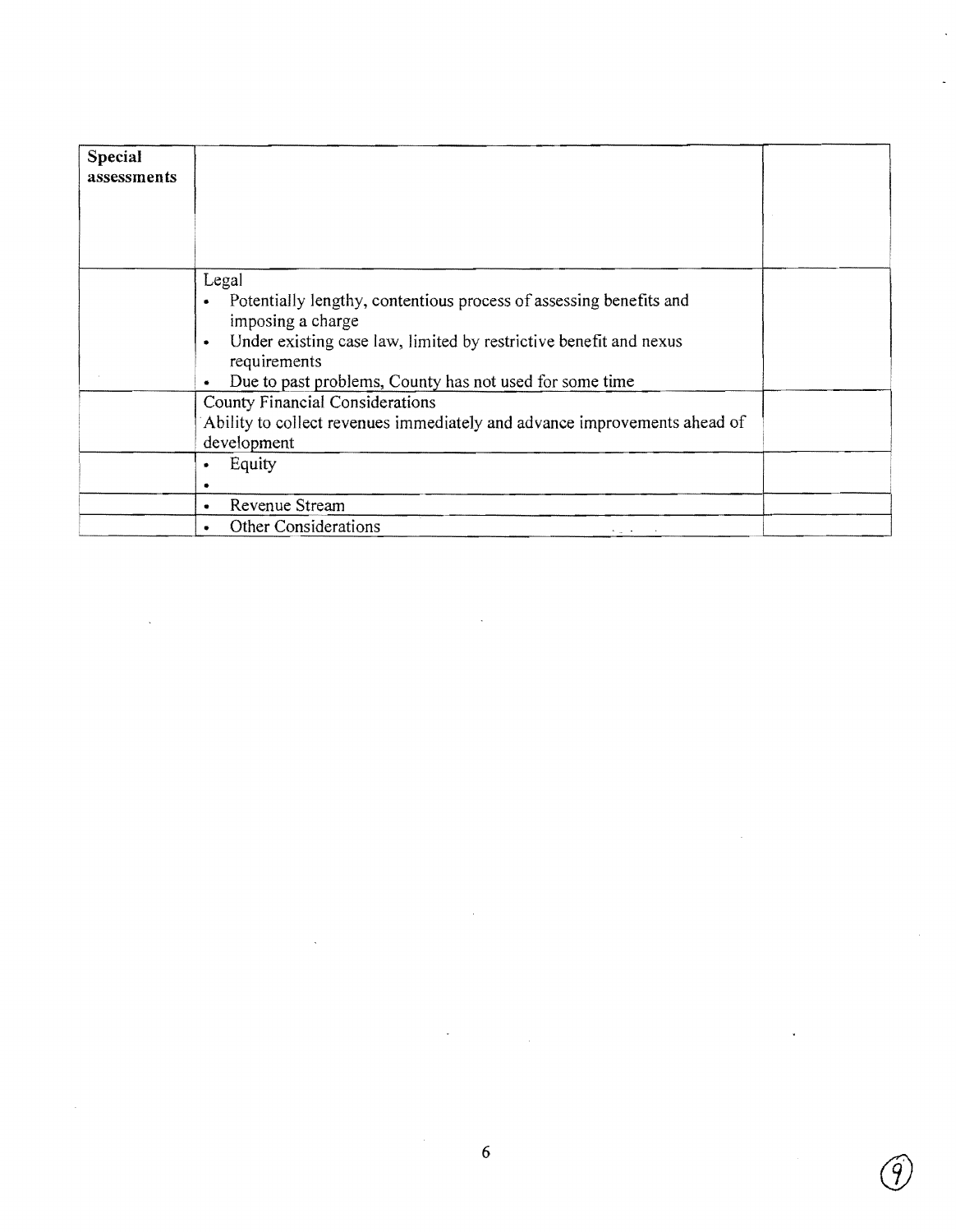| **Special assessments** | | |
|---|---|---|
| | Legal<br>• Potentially lengthy, contentious process of assessing benefits and imposing a charge<br>• Under existing case law, limited by restrictive benefit and nexus requirements<br>• Due to past problems, County has not used for some time | |
| | County Financial Considerations<br>Ability to collect revenues immediately and advance improvements ahead of development | |
| | • Equity<br>• | |
| | • Revenue Stream | |
| | • Other Considerations | |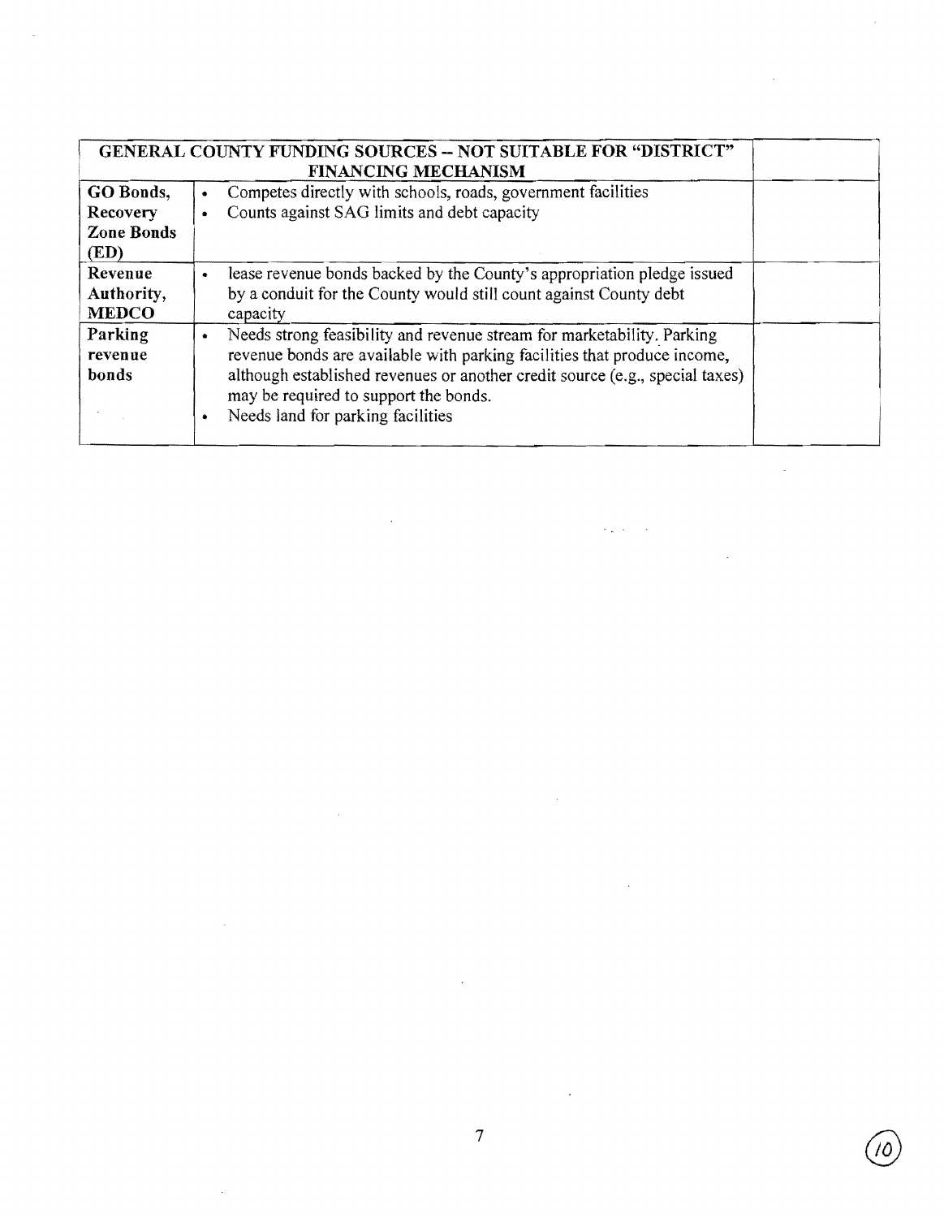| GENERAL COUNTY FUNDING SOURCES -- NOT SUITABLE FOR "DISTRICT" FINANCING MECHANISM | | |
|---|---|---|
| **GO Bonds, Recovery Zone Bonds (ED)** | • Competes directly with schools, roads, government facilities<br>• Counts against SAG limits and debt capacity | |
| **Revenue Authority, MEDCO** | • lease revenue bonds backed by the County's appropriation pledge issued by a conduit for the County would still count against County debt capacity | |
| **Parking revenue bonds** | • Needs strong feasibility and revenue stream for marketability. Parking revenue bonds are available with parking facilities that produce income, although established revenues or another credit source (e.g., special taxes) may be required to support the bonds.<br>• Needs land for parking facilities | |